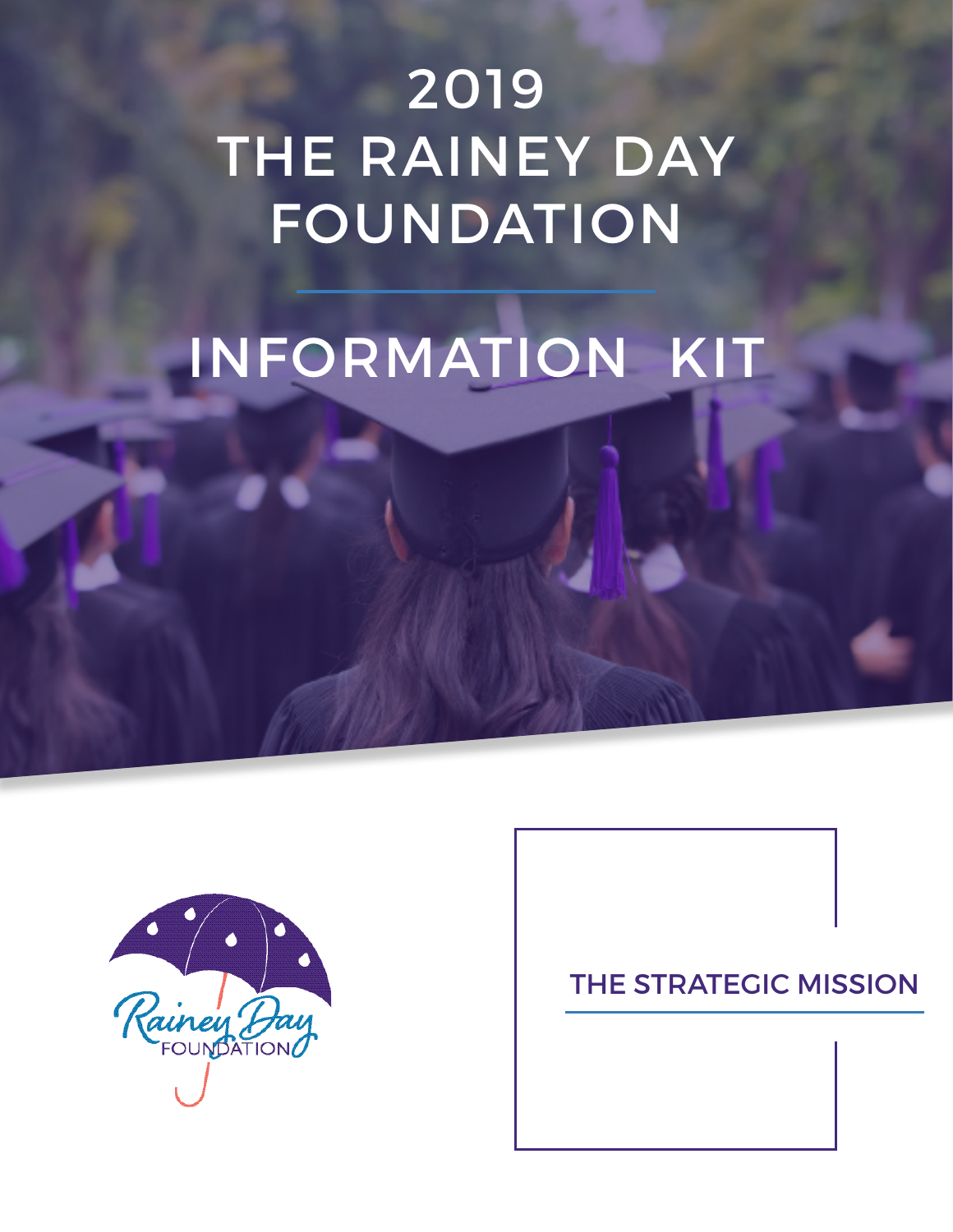# 2019 THE RAINEY DAY FOUNDATION

## INFORMATION KIT

Rainey Day FOUNDATION

THE STRATEGIC MISSION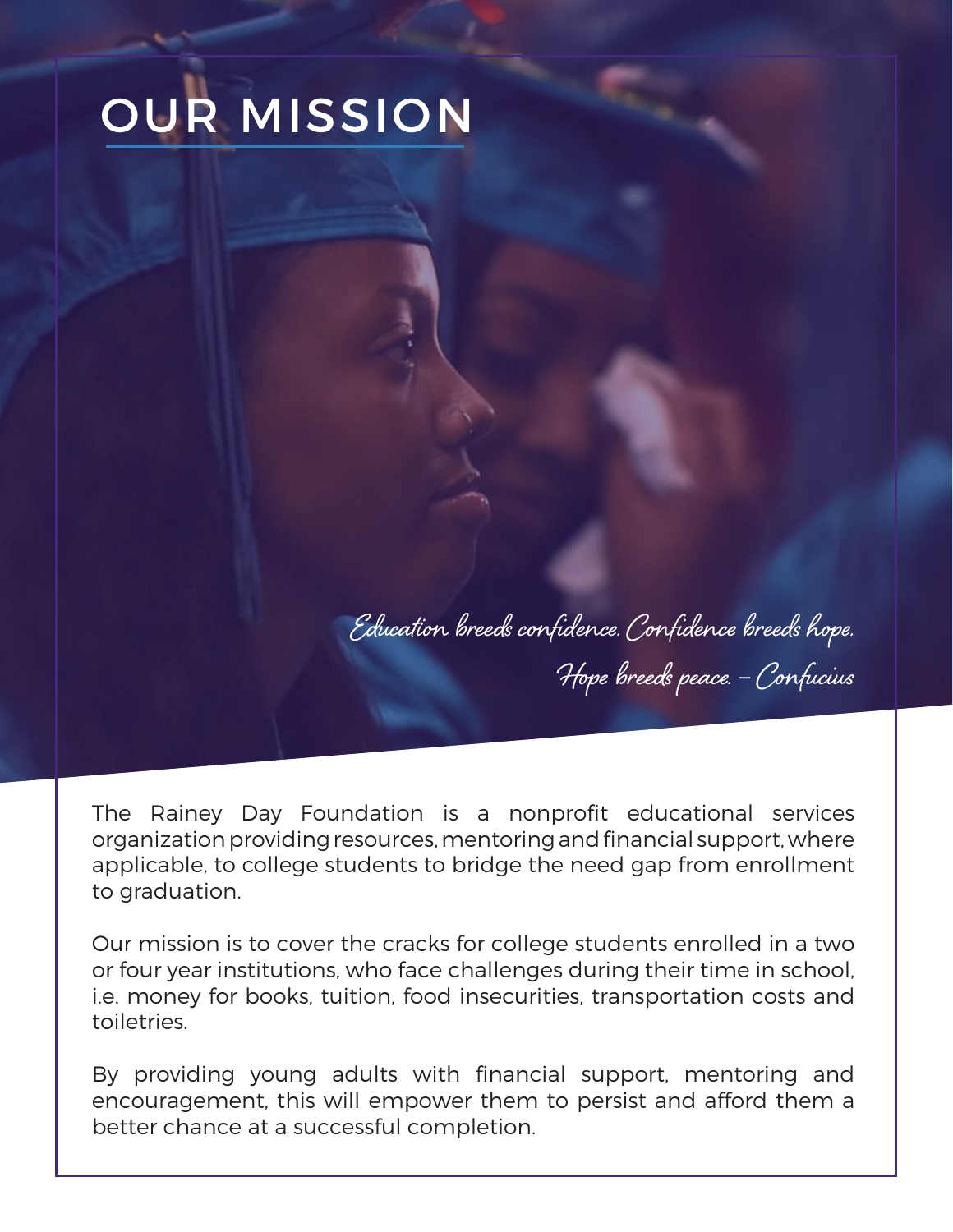# OUR MISSION

*Education breeds confidence. Confidence breeds hope. Hope breeds peace. – Confucius*

The Rainey Day Foundation is a nonprofit educational services organization providing resources, mentoring and financial support, where applicable, to college students to bridge the need gap from enrollment to graduation.

Our mission is to cover the cracks for college students enrolled in a two or four year institutions, who face challenges during their time in school, i.e. money for books, tuition, food insecurities, transportation costs and toiletries.

By providing young adults with financial support, mentoring and encouragement, this will empower them to persist and afford them a better chance at a successful completion.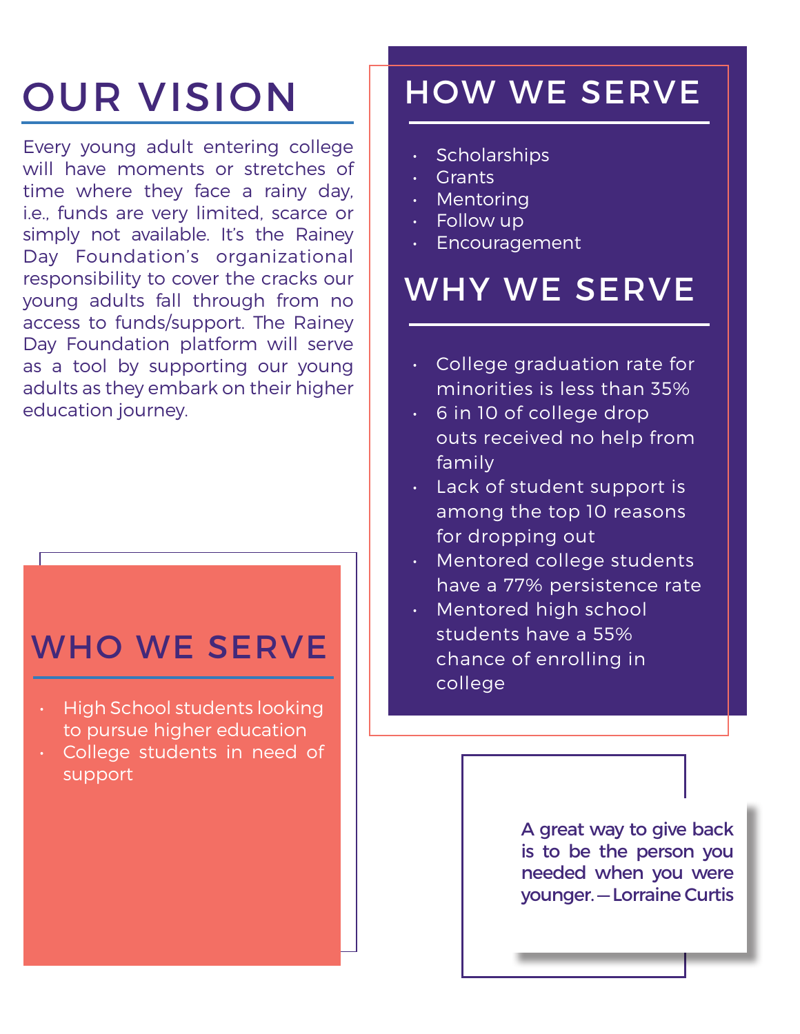# OUR VISION

Every young adult entering college will have moments or stretches of time where they face a rainy day, i.e., funds are very limited, scarce or simply not available. It's the Rainey Day Foundation's organizational responsibility to cover the cracks our young adults fall through from no access to funds/support. The Rainey Day Foundation platform will serve as a tool by supporting our young adults as they embark on their higher education journey.

# WHO WE SERVE

- High School students looking to pursue higher education
- College students in need of support

# HOW WE SERVE

- Scholarships
- Grants
- Mentoring
- Follow up
- Encouragement

# WHY WE SERVE

- College graduation rate for minorities is less than 35%
- 6 in 10 of college drop outs received no help from family
- Lack of student support is among the top 10 reasons for dropping out
- Mentored college students have a 77% persistence rate
- Mentored high school students have a 55% chance of enrolling in college

A great way to give back is to be the person you needed when you were younger. — Lorraine Curtis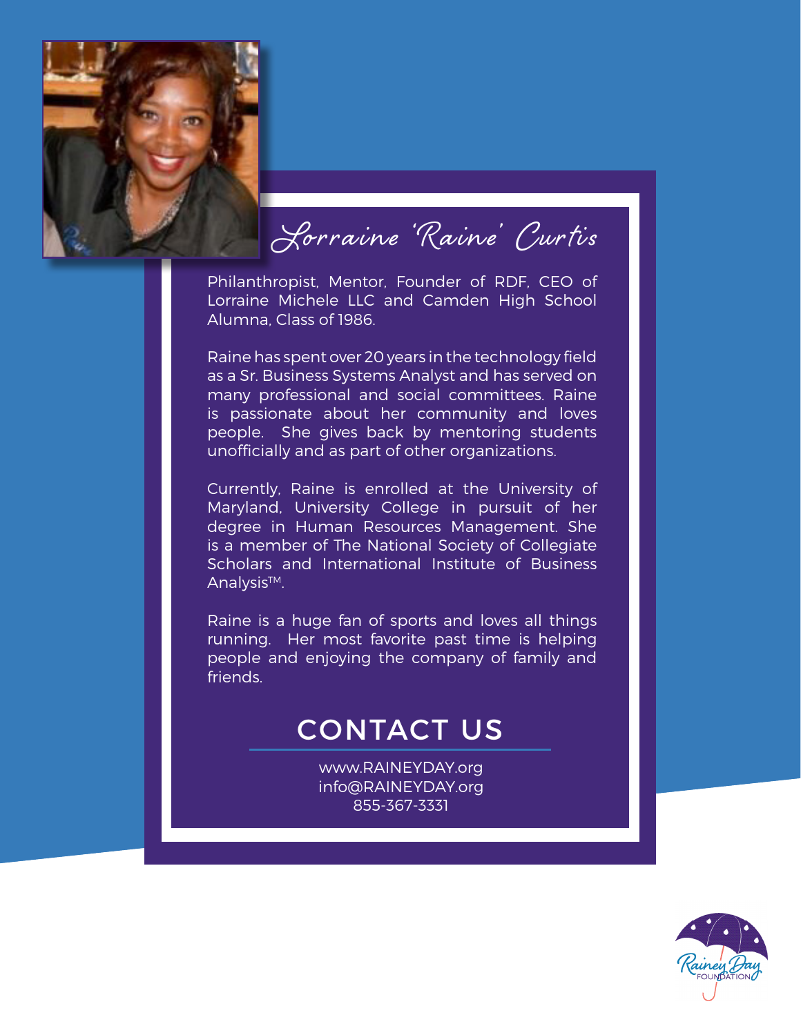# Lorraine 'Raine' Curtis

Philanthropist, Mentor, Founder of RDF, CEO of Lorraine Michele LLC and Camden High School Alumna, Class of 1986.

Raine has spent over 20 years in the technology field as a Sr. Business Systems Analyst and has served on many professional and social committees. Raine is passionate about her community and loves people. She gives back by mentoring students unofficially and as part of other organizations.

Currently, Raine is enrolled at the University of Maryland, University College in pursuit of her degree in Human Resources Management. She is a member of The National Society of Collegiate Scholars and International Institute of Business Analysis™.

Raine is a huge fan of sports and loves all things running. Her most favorite past time is helping people and enjoying the company of family and friends.

## CONTACT US

www.RAINEYDAY.org
info@RAINEYDAY.org
855-367-3331

Rainey Day FOUNDATION